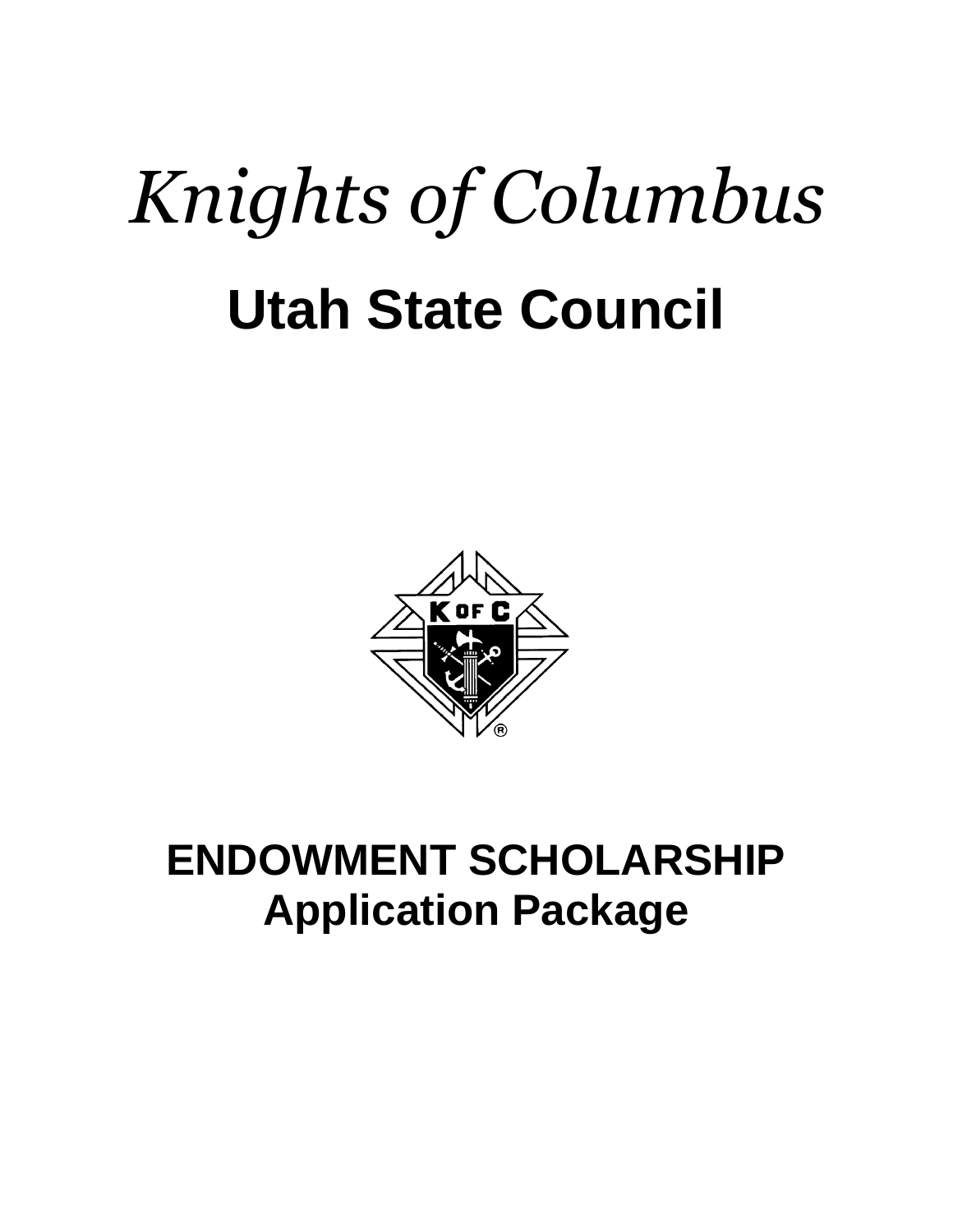# *Knights of Columbus*

# Utah State Council

## ENDOWMENT SCHOLARSHIP
## Application Package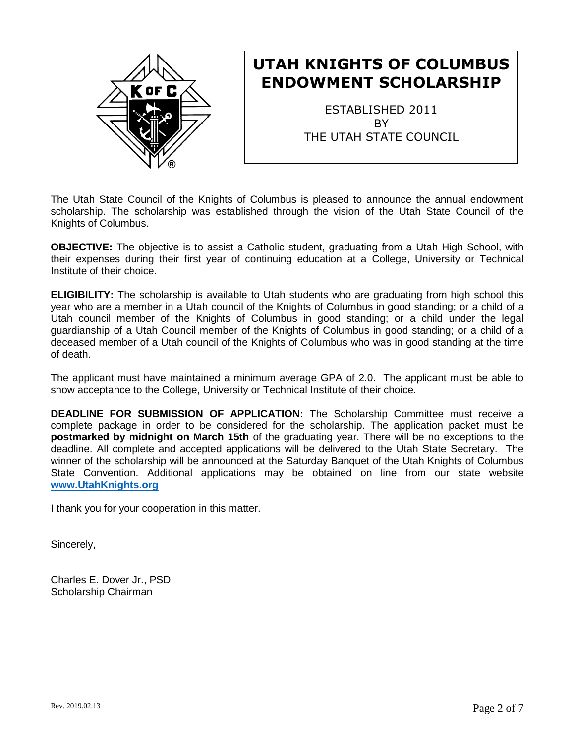# UTAH KNIGHTS OF COLUMBUS ENDOWMENT SCHOLARSHIP

ESTABLISHED 2011
BY
THE UTAH STATE COUNCIL

The Utah State Council of the Knights of Columbus is pleased to announce the annual endowment scholarship. The scholarship was established through the vision of the Utah State Council of the Knights of Columbus.

**OBJECTIVE:** The objective is to assist a Catholic student, graduating from a Utah High School, with their expenses during their first year of continuing education at a College, University or Technical Institute of their choice.

**ELIGIBILITY:** The scholarship is available to Utah students who are graduating from high school this year who are a member in a Utah council of the Knights of Columbus in good standing; or a child of a Utah council member of the Knights of Columbus in good standing; or a child under the legal guardianship of a Utah Council member of the Knights of Columbus in good standing; or a child of a deceased member of a Utah council of the Knights of Columbus who was in good standing at the time of death.

The applicant must have maintained a minimum average GPA of 2.0. The applicant must be able to show acceptance to the College, University or Technical Institute of their choice.

**DEADLINE FOR SUBMISSION OF APPLICATION:** The Scholarship Committee must receive a complete package in order to be considered for the scholarship. The application packet must be **postmarked by midnight on March 15th** of the graduating year. There will be no exceptions to the deadline. All complete and accepted applications will be delivered to the Utah State Secretary. The winner of the scholarship will be announced at the Saturday Banquet of the Utah Knights of Columbus State Convention. Additional applications may be obtained on line from our state website **www.UtahKnights.org**

I thank you for your cooperation in this matter.

Sincerely,

Charles E. Dover Jr., PSD
Scholarship Chairman

Rev. 2019.02.13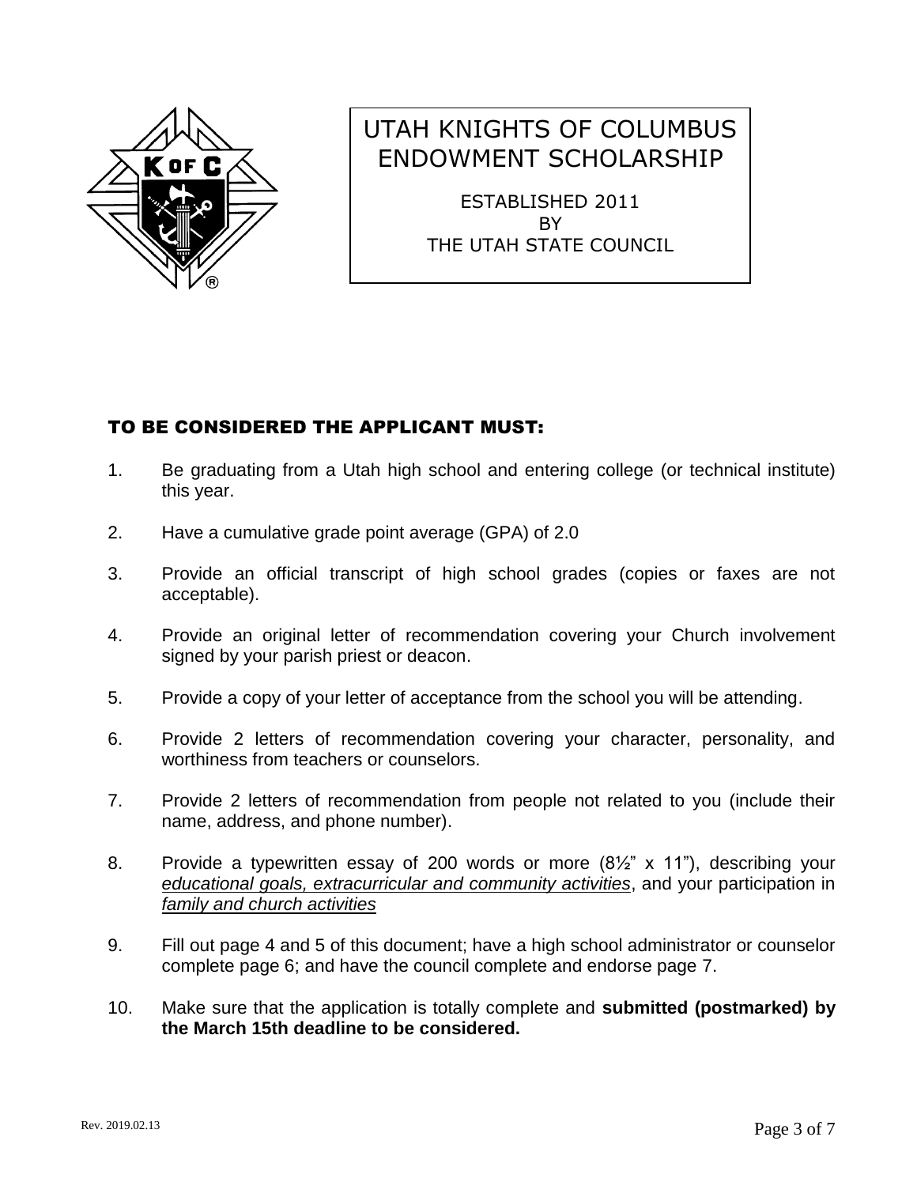# UTAH KNIGHTS OF COLUMBUS ENDOWMENT SCHOLARSHIP

ESTABLISHED 2011
BY
THE UTAH STATE COUNCIL

## TO BE CONSIDERED THE APPLICANT MUST:

1. Be graduating from a Utah high school and entering college (or technical institute) this year.
2. Have a cumulative grade point average (GPA) of 2.0
3. Provide an official transcript of high school grades (copies or faxes are not acceptable).
4. Provide an original letter of recommendation covering your Church involvement signed by your parish priest or deacon.
5. Provide a copy of your letter of acceptance from the school you will be attending.
6. Provide 2 letters of recommendation covering your character, personality, and worthiness from teachers or counselors.
7. Provide 2 letters of recommendation from people not related to you (include their name, address, and phone number).
8. Provide a typewritten essay of 200 words or more (8½" x 11"), describing your *educational goals, extracurricular and community activities*, and your participation in *family and church activities*
9. Fill out page 4 and 5 of this document; have a high school administrator or counselor complete page 6; and have the council complete and endorse page 7.
10. Make sure that the application is totally complete and **submitted (postmarked) by the March 15th deadline to be considered.**

Rev. 2019.02.13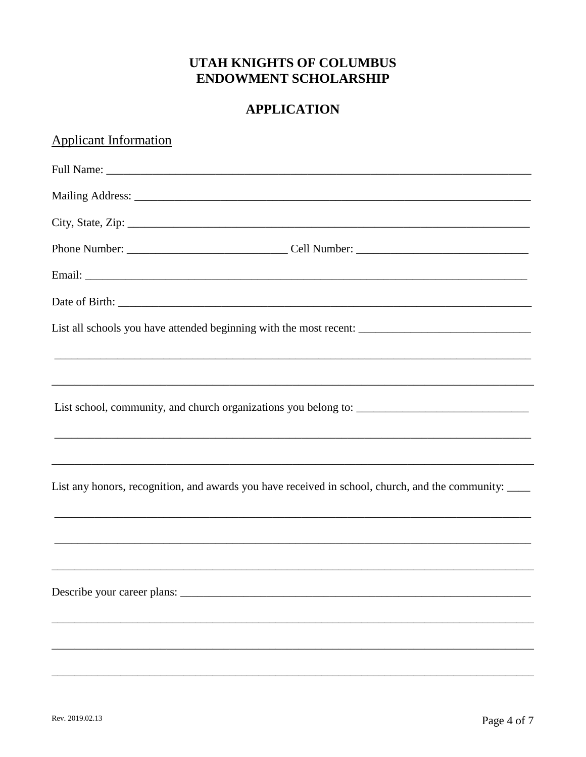# UTAH KNIGHTS OF COLUMBUS ENDOWMENT SCHOLARSHIP

## APPLICATION

### Applicant Information

Full Name: ___________________________________________________________________________

Mailing Address: ______________________________________________________________________

City, State, Zip: ______________________________________________________________________

Phone Number: ____________________________ Cell Number: ______________________________

Email: _______________________________________________________________________________

Date of Birth: _________________________________________________________________________

List all schools you have attended beginning with the most recent: ______________________________

_____________________________________________________________________________________

_____________________________________________________________________________________

List school, community, and church organizations you belong to: ______________________________

_____________________________________________________________________________________

_____________________________________________________________________________________

List any honors, recognition, and awards you have received in school, church, and the community: ____

_____________________________________________________________________________________

_____________________________________________________________________________________

_____________________________________________________________________________________

Describe your career plans: _____________________________________________________________

_____________________________________________________________________________________

_____________________________________________________________________________________

_____________________________________________________________________________________

Rev. 2019.02.13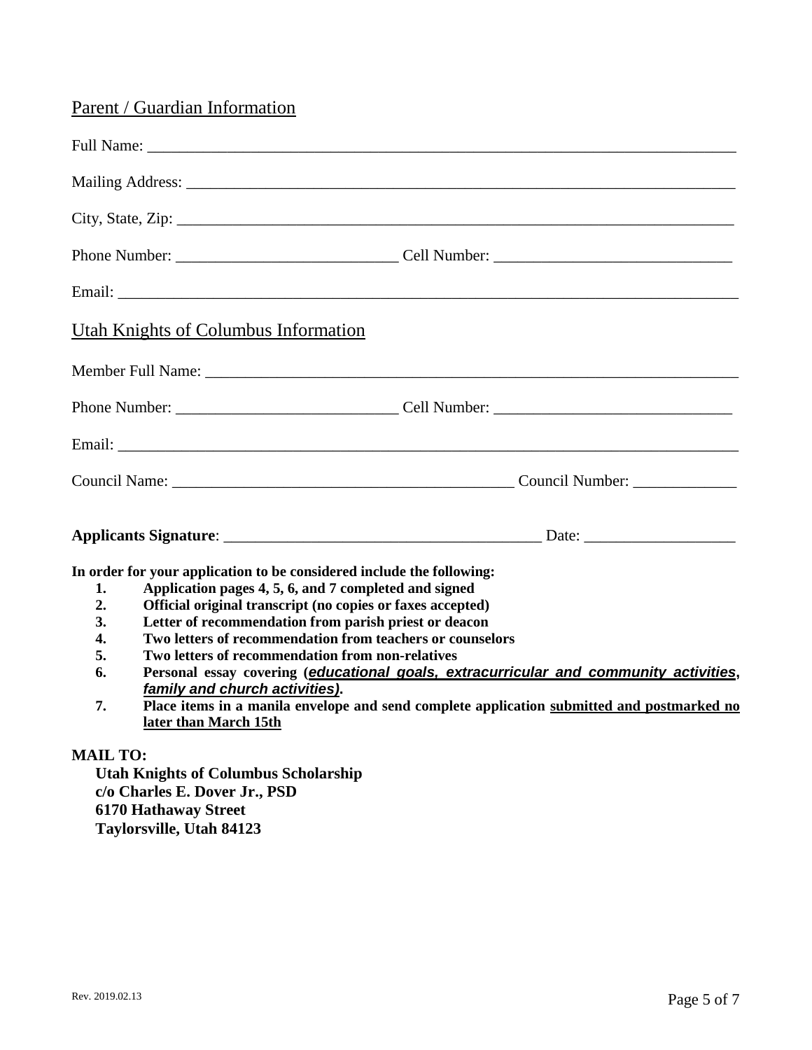## Parent / Guardian Information

Full Name: ___________________________________________________________________________

Mailing Address: ______________________________________________________________________

City, State, Zip: ______________________________________________________________________

Phone Number: ____________________________ Cell Number: ______________________________

Email: _______________________________________________________________________________

## Utah Knights of Columbus Information

Member Full Name: _____________________________________________________________________

Phone Number: ____________________________ Cell Number: ______________________________

Email: _______________________________________________________________________________

Council Name: ___________________________________________ Council Number: _____________

**Applicants Signature**: ________________________________________ Date: ___________________

**In order for your application to be considered include the following:**

1. **Application pages 4, 5, 6, and 7 completed and signed**
2. **Official original transcript (no copies or faxes accepted)**
3. **Letter of recommendation from parish priest or deacon**
4. **Two letters of recommendation from teachers or counselors**
5. **Two letters of recommendation from non-relatives**
6. **Personal essay covering (*educational goals, extracurricular and community activities*, *family and church activities*).**
7. **Place items in a manila envelope and send complete application submitted and postmarked no later than March 15th**

**MAIL TO:**

**Utah Knights of Columbus Scholarship**
**c/o Charles E. Dover Jr., PSD**
**6170 Hathaway Street**
**Taylorsville, Utah 84123**

Rev. 2019.02.13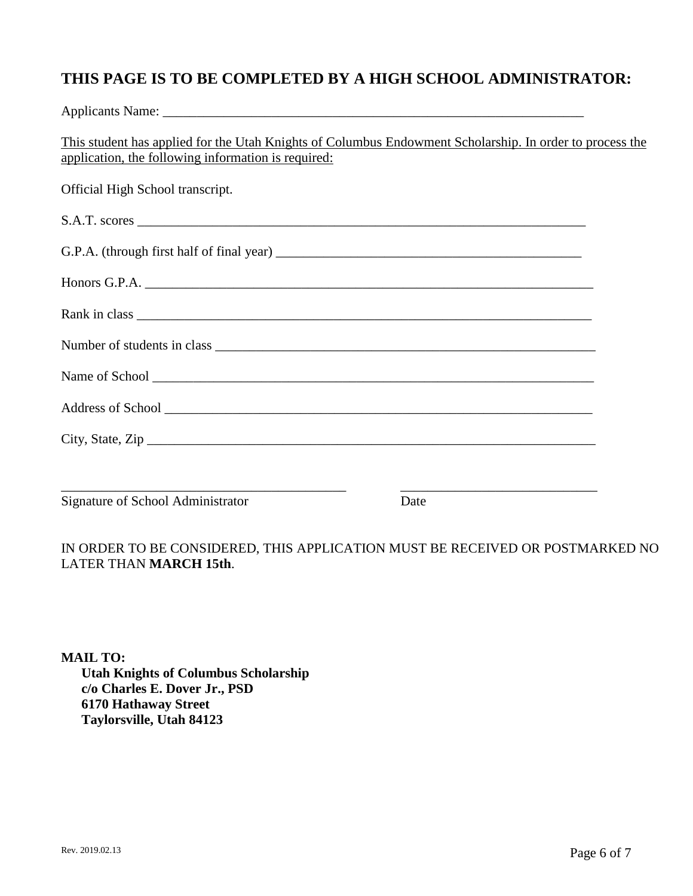## THIS PAGE IS TO BE COMPLETED BY A HIGH SCHOOL ADMINISTRATOR:

Applicants Name: ___________________________________________________________________

<u>This student has applied for the Utah Knights of Columbus Endowment Scholarship. In order to process the application, the following information is required:</u>

Official High School transcript.

S.A.T. scores ______________________________________________________________________

G.P.A. (through first half of final year) _______________________________________________

Honors G.P.A. ______________________________________________________________________

Rank in class _______________________________________________________________________

Number of students in class ___________________________________________________________

Name of School _____________________________________________________________________

Address of School ___________________________________________________________________

City, State, Zip ______________________________________________________________________

_____________________________________________ ______________________________

Signature of School Administrator Date

IN ORDER TO BE CONSIDERED, THIS APPLICATION MUST BE RECEIVED OR POSTMARKED NO LATER THAN **MARCH 15th**.

**MAIL TO:**
**Utah Knights of Columbus Scholarship**
**c/o Charles E. Dover Jr., PSD**
**6170 Hathaway Street**
**Taylorsville, Utah 84123**

Rev. 2019.02.13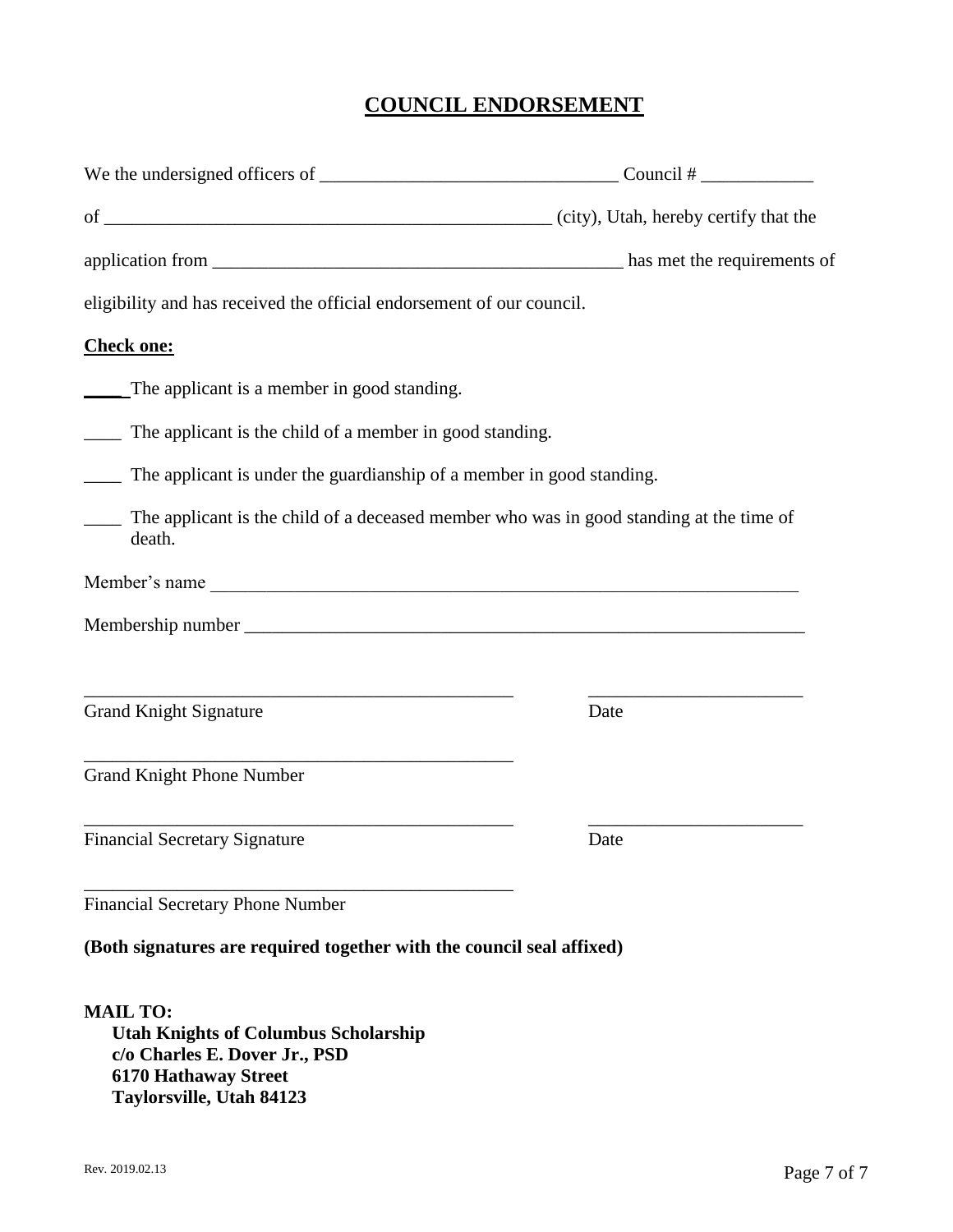# COUNCIL ENDORSEMENT

We the undersigned officers of ________________________________ Council # ____________

of _________________________________________________ (city), Utah, hereby certify that the

application from ____________________________________________ has met the requirements of

eligibility and has received the official endorsement of our council.

**Check one:**

____ The applicant is a member in good standing.

____ The applicant is the child of a member in good standing.

____ The applicant is under the guardianship of a member in good standing.

____ The applicant is the child of a deceased member who was in good standing at the time of death.

Member's name ______________________________________________________________

Membership number __________________________________________________________

______________________________________________ ________________________
Grand Knight Signature Date

______________________________________________
Grand Knight Phone Number

______________________________________________ ________________________
Financial Secretary Signature Date

______________________________________________
Financial Secretary Phone Number

**(Both signatures are required together with the council seal affixed)**

**MAIL TO:**
**Utah Knights of Columbus Scholarship**
**c/o Charles E. Dover Jr., PSD**
**6170 Hathaway Street**
**Taylorsville, Utah 84123**

Rev. 2019.02.13